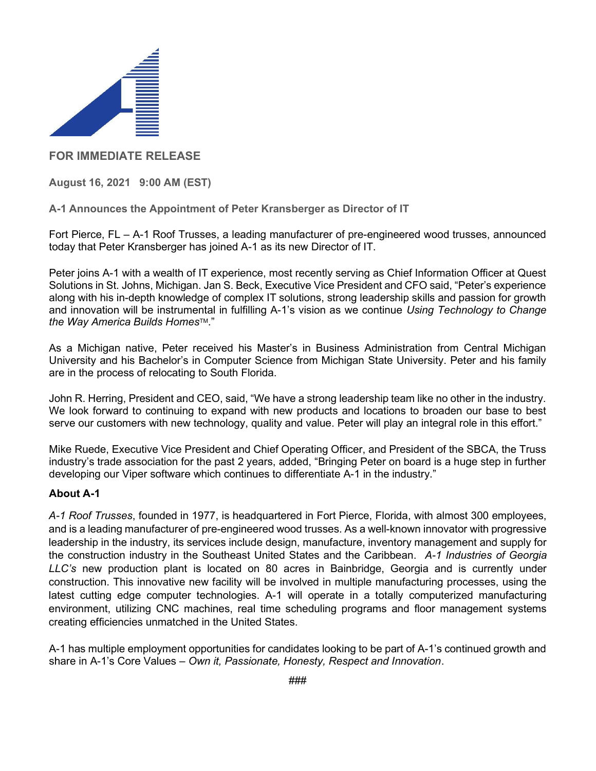**FOR IMMEDIATE RELEASE**

**August 16, 2021 9:00 AM (EST)**

**A-1 Announces the Appointment of Peter Kransberger as Director of IT**

Fort Pierce, FL – A-1 Roof Trusses, a leading manufacturer of pre-engineered wood trusses, announced today that Peter Kransberger has joined A-1 as its new Director of IT.

Peter joins A-1 with a wealth of IT experience, most recently serving as Chief Information Officer at Quest Solutions in St. Johns, Michigan. Jan S. Beck, Executive Vice President and CFO said, "Peter's experience along with his in-depth knowledge of complex IT solutions, strong leadership skills and passion for growth and innovation will be instrumental in fulfilling A-1's vision as we continue *Using Technology to Change the Way America Builds Homes*™."

As a Michigan native, Peter received his Master's in Business Administration from Central Michigan University and his Bachelor's in Computer Science from Michigan State University. Peter and his family are in the process of relocating to South Florida.

John R. Herring, President and CEO, said, "We have a strong leadership team like no other in the industry. We look forward to continuing to expand with new products and locations to broaden our base to best serve our customers with new technology, quality and value. Peter will play an integral role in this effort."

Mike Ruede, Executive Vice President and Chief Operating Officer, and President of the SBCA, the Truss industry's trade association for the past 2 years, added, "Bringing Peter on board is a huge step in further developing our Viper software which continues to differentiate A-1 in the industry."

**About A-1**

*A-1 Roof Trusses*, founded in 1977, is headquartered in Fort Pierce, Florida, with almost 300 employees, and is a leading manufacturer of pre-engineered wood trusses. As a well-known innovator with progressive leadership in the industry, its services include design, manufacture, inventory management and supply for the construction industry in the Southeast United States and the Caribbean. *A-1 Industries of Georgia LLC's* new production plant is located on 80 acres in Bainbridge, Georgia and is currently under construction. This innovative new facility will be involved in multiple manufacturing processes, using the latest cutting edge computer technologies. A-1 will operate in a totally computerized manufacturing environment, utilizing CNC machines, real time scheduling programs and floor management systems creating efficiencies unmatched in the United States.

A-1 has multiple employment opportunities for candidates looking to be part of A-1's continued growth and share in A-1's Core Values – *Own it, Passionate, Honesty, Respect and Innovation*.

###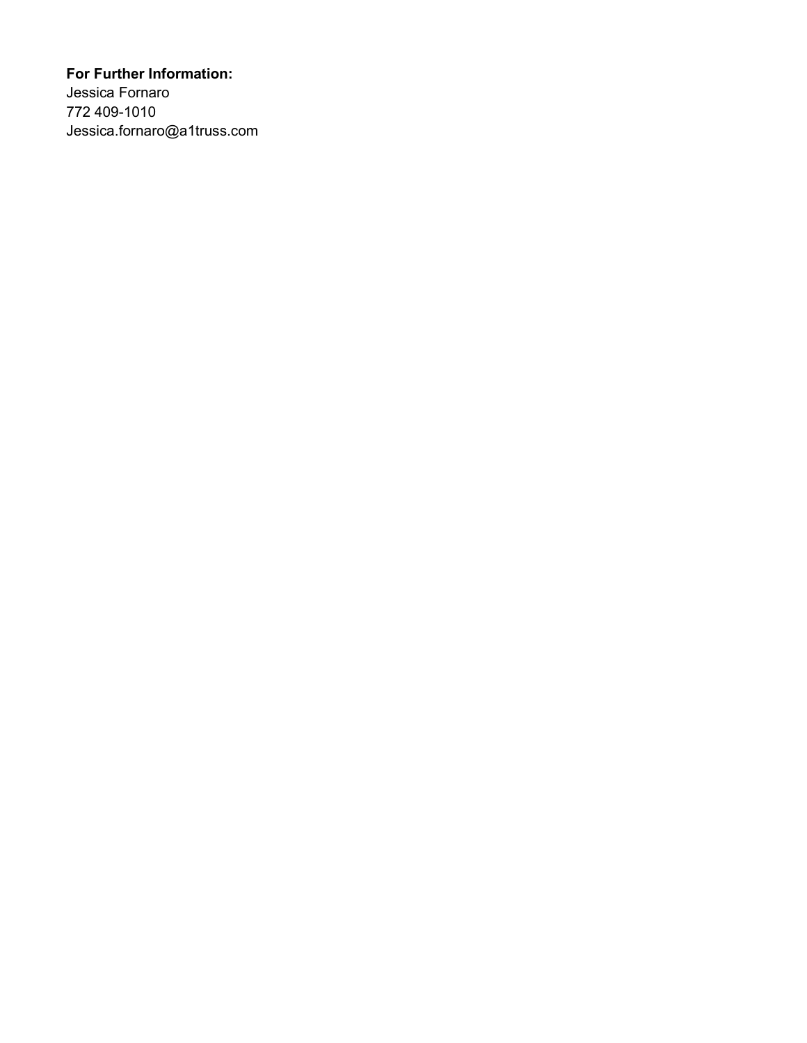**For Further Information:**
Jessica Fornaro
772 409-1010
Jessica.fornaro@a1truss.com